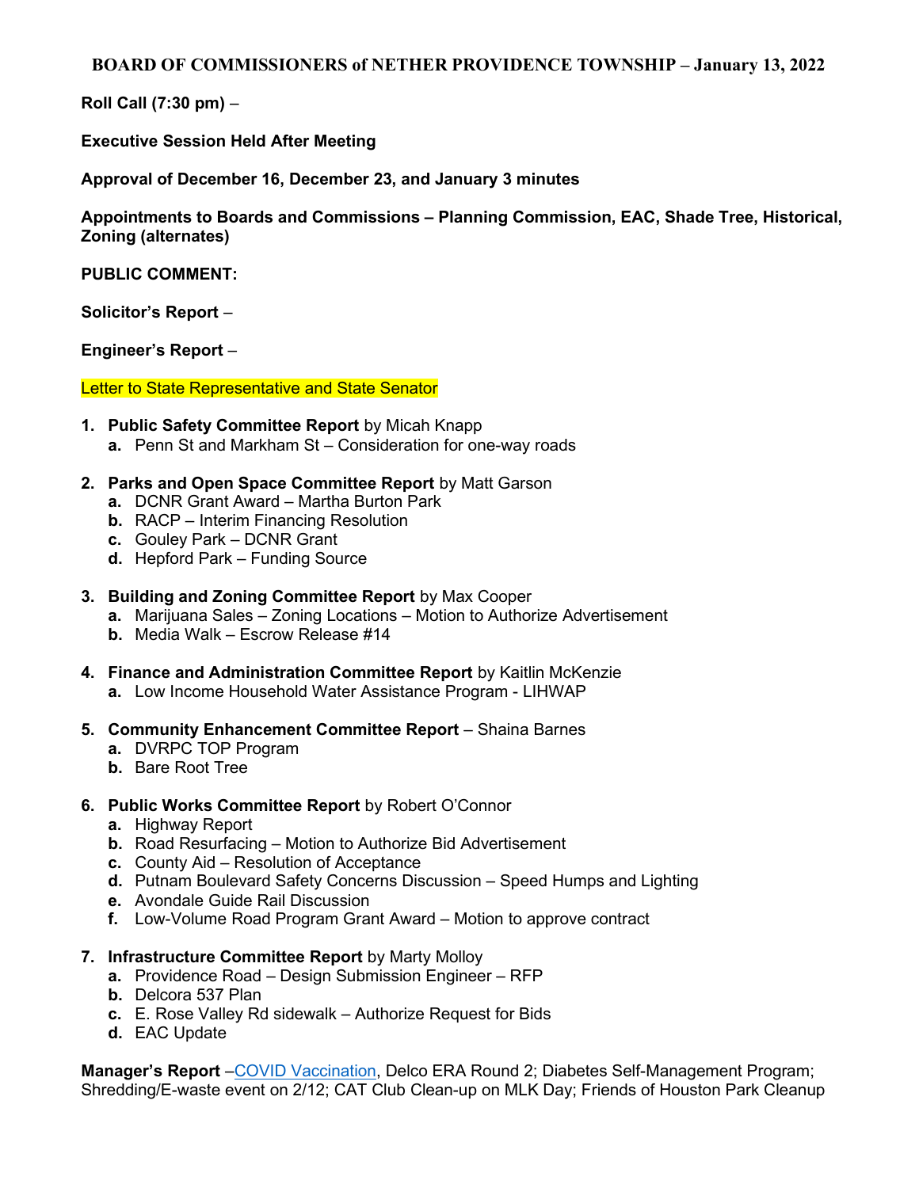# BOARD OF COMMISSIONERS of NETHER PROVIDENCE TOWNSHIP – January 13, 2022

**Roll Call (7:30 pm)** –

**Executive Session Held After Meeting**

**Approval of December 16, December 23, and January 3 minutes**

**Appointments to Boards and Commissions – Planning Commission, EAC, Shade Tree, Historical, Zoning (alternates)**

**PUBLIC COMMENT:**

**Solicitor's Report** –

**Engineer's Report** –

Letter to State Representative and State Senator

1. **Public Safety Committee Report** by Micah Knapp
   - **a.** Penn St and Markham St – Consideration for one-way roads

2. **Parks and Open Space Committee Report** by Matt Garson
   - **a.** DCNR Grant Award – Martha Burton Park
   - **b.** RACP – Interim Financing Resolution
   - **c.** Gouley Park – DCNR Grant
   - **d.** Hepford Park – Funding Source

3. **Building and Zoning Committee Report** by Max Cooper
   - **a.** Marijuana Sales – Zoning Locations – Motion to Authorize Advertisement
   - **b.** Media Walk – Escrow Release #14

4. **Finance and Administration Committee Report** by Kaitlin McKenzie
   - **a.** Low Income Household Water Assistance Program - LIHWAP

5. **Community Enhancement Committee Report** – Shaina Barnes
   - **a.** DVRPC TOP Program
   - **b.** Bare Root Tree

6. **Public Works Committee Report** by Robert O'Connor
   - **a.** Highway Report
   - **b.** Road Resurfacing – Motion to Authorize Bid Advertisement
   - **c.** County Aid – Resolution of Acceptance
   - **d.** Putnam Boulevard Safety Concerns Discussion – Speed Humps and Lighting
   - **e.** Avondale Guide Rail Discussion
   - **f.** Low-Volume Road Program Grant Award – Motion to approve contract

7. **Infrastructure Committee Report** by Marty Molloy
   - **a.** Providence Road – Design Submission Engineer – RFP
   - **b.** Delcora 537 Plan
   - **c.** E. Rose Valley Rd sidewalk – Authorize Request for Bids
   - **d.** EAC Update

**Manager's Report** –COVID Vaccination, Delco ERA Round 2; Diabetes Self-Management Program; Shredding/E-waste event on 2/12; CAT Club Clean-up on MLK Day; Friends of Houston Park Cleanup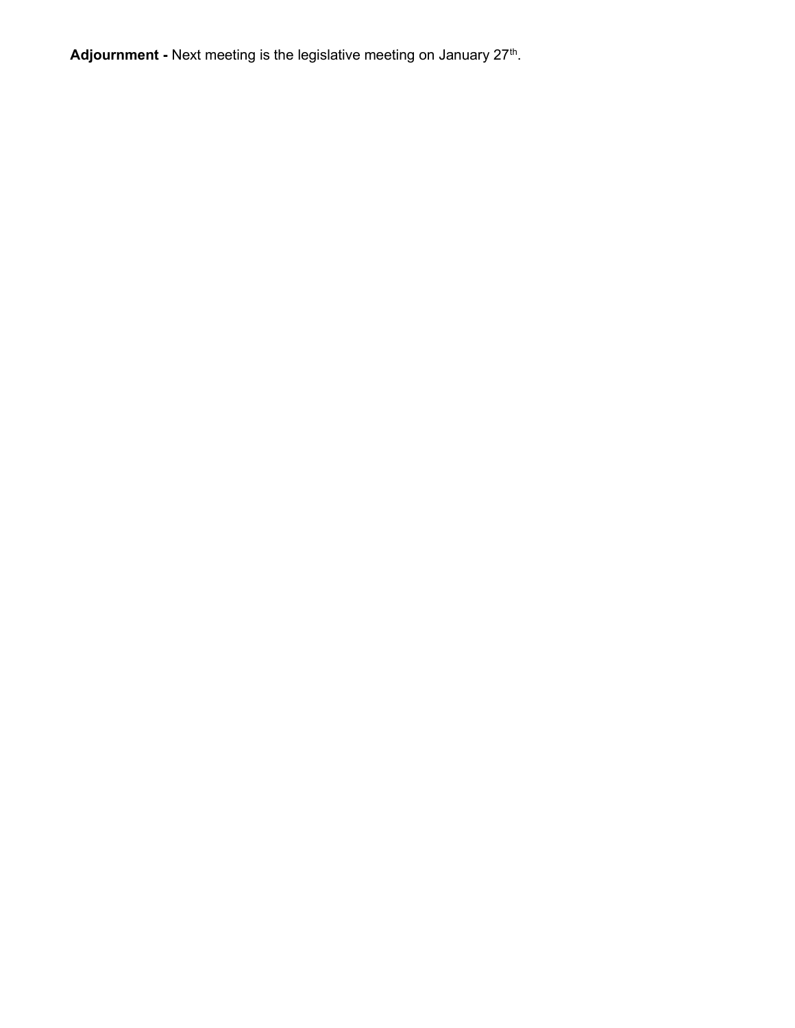**Adjournment -** Next meeting is the legislative meeting on January 27th.